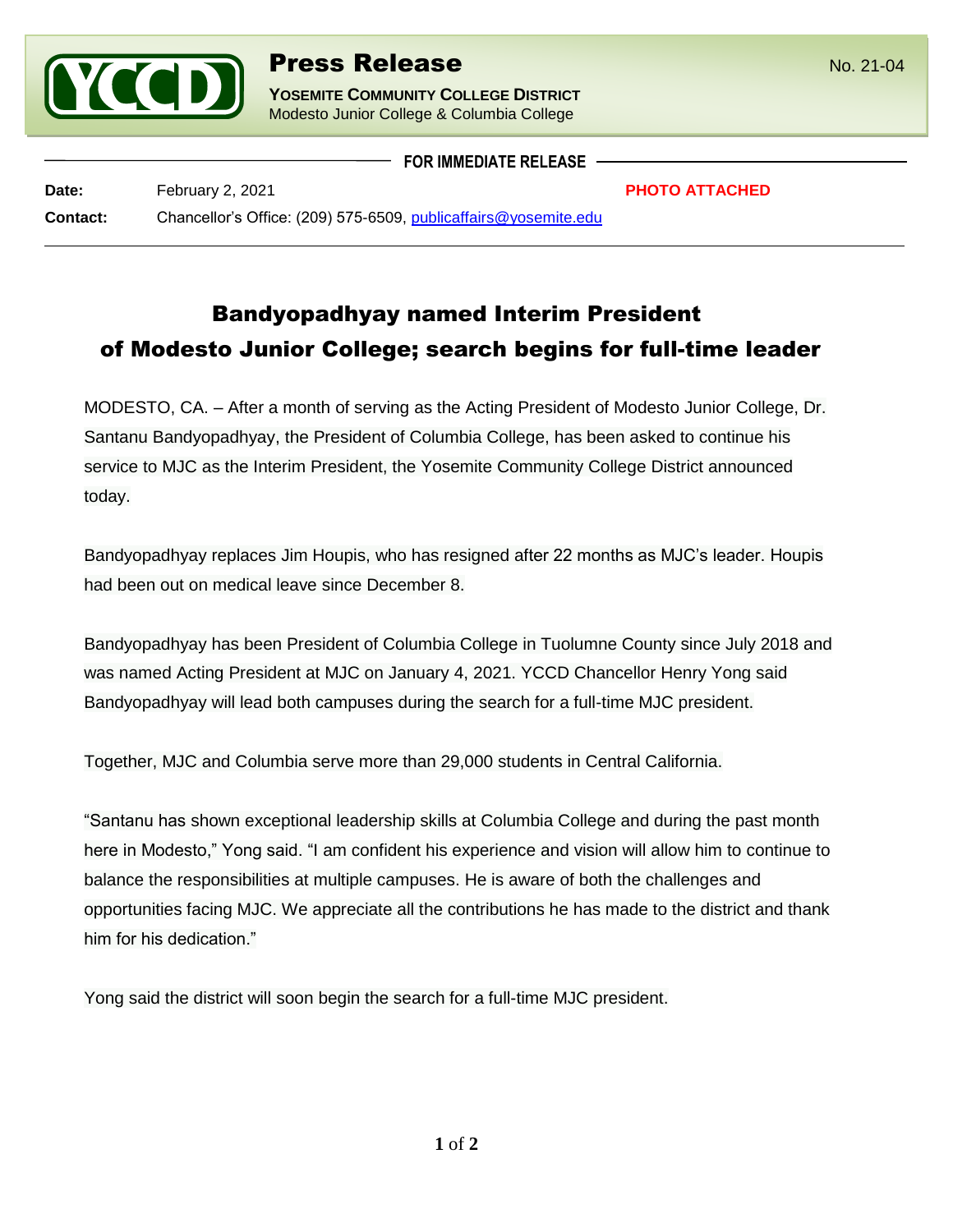# Press Release

No. 21-04

**YOSEMITE COMMUNITY COLLEGE DISTRICT**
Modesto Junior College & Columbia College

**FOR IMMEDIATE RELEASE**

**Date:** February 2, 2021 **PHOTO ATTACHED**

**Contact:** Chancellor's Office: (209) 575-6509, publicaffairs@yosemite.edu

## Bandyopadhyay named Interim President of Modesto Junior College; search begins for full-time leader

MODESTO, CA. – After a month of serving as the Acting President of Modesto Junior College, Dr. Santanu Bandyopadhyay, the President of Columbia College, has been asked to continue his service to MJC as the Interim President, the Yosemite Community College District announced today.

Bandyopadhyay replaces Jim Houpis, who has resigned after 22 months as MJC's leader. Houpis had been out on medical leave since December 8.

Bandyopadhyay has been President of Columbia College in Tuolumne County since July 2018 and was named Acting President at MJC on January 4, 2021. YCCD Chancellor Henry Yong said Bandyopadhyay will lead both campuses during the search for a full-time MJC president.

Together, MJC and Columbia serve more than 29,000 students in Central California.

"Santanu has shown exceptional leadership skills at Columbia College and during the past month here in Modesto," Yong said. "I am confident his experience and vision will allow him to continue to balance the responsibilities at multiple campuses. He is aware of both the challenges and opportunities facing MJC. We appreciate all the contributions he has made to the district and thank him for his dedication."

Yong said the district will soon begin the search for a full-time MJC president.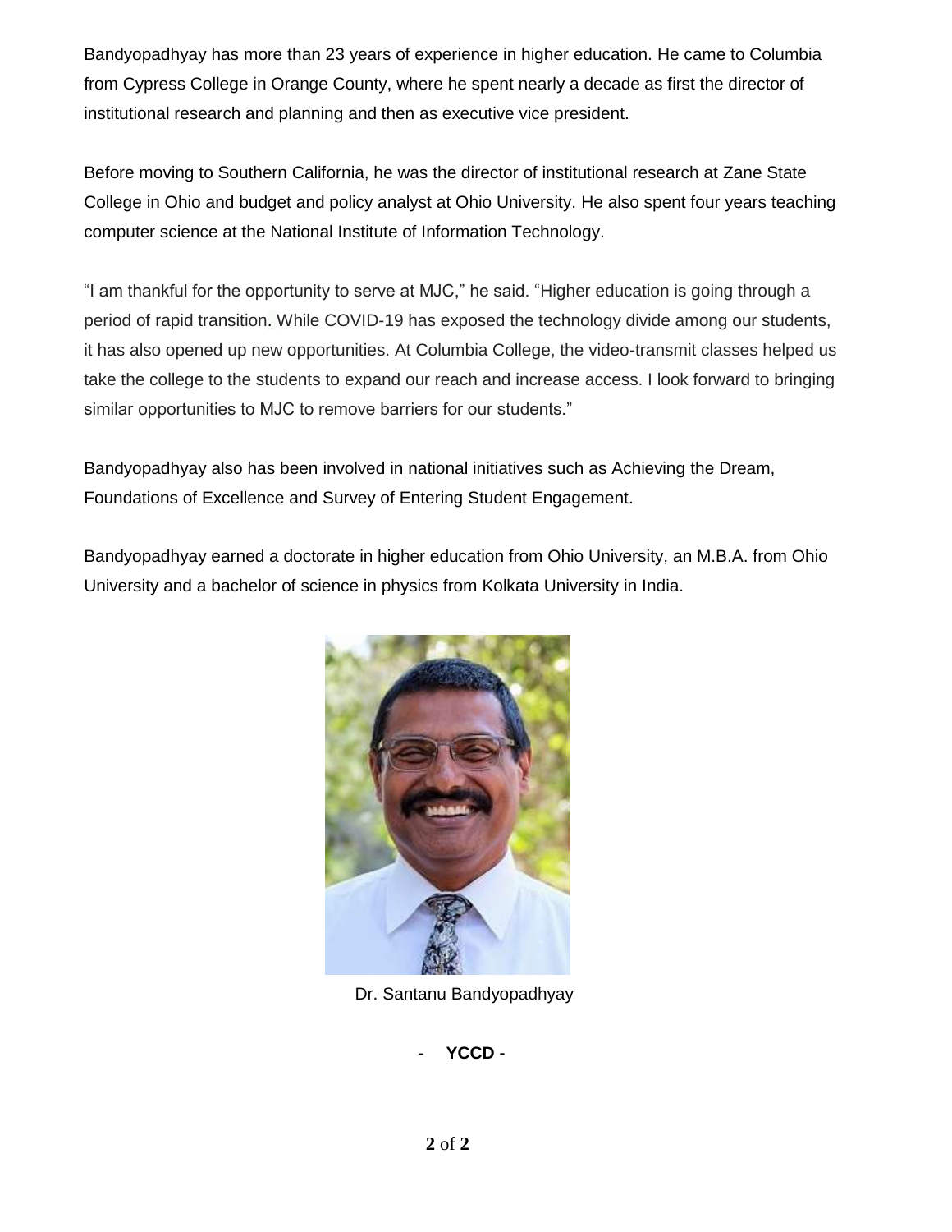Bandyopadhyay has more than 23 years of experience in higher education. He came to Columbia from Cypress College in Orange County, where he spent nearly a decade as first the director of institutional research and planning and then as executive vice president.

Before moving to Southern California, he was the director of institutional research at Zane State College in Ohio and budget and policy analyst at Ohio University. He also spent four years teaching computer science at the National Institute of Information Technology.

"I am thankful for the opportunity to serve at MJC," he said. "Higher education is going through a period of rapid transition. While COVID-19 has exposed the technology divide among our students, it has also opened up new opportunities. At Columbia College, the video-transmit classes helped us take the college to the students to expand our reach and increase access. I look forward to bringing similar opportunities to MJC to remove barriers for our students."

Bandyopadhyay also has been involved in national initiatives such as Achieving the Dream, Foundations of Excellence and Survey of Entering Student Engagement.

Bandyopadhyay earned a doctorate in higher education from Ohio University, an M.B.A. from Ohio University and a bachelor of science in physics from Kolkata University in India.

Dr. Santanu Bandyopadhyay

- **YCCD -**